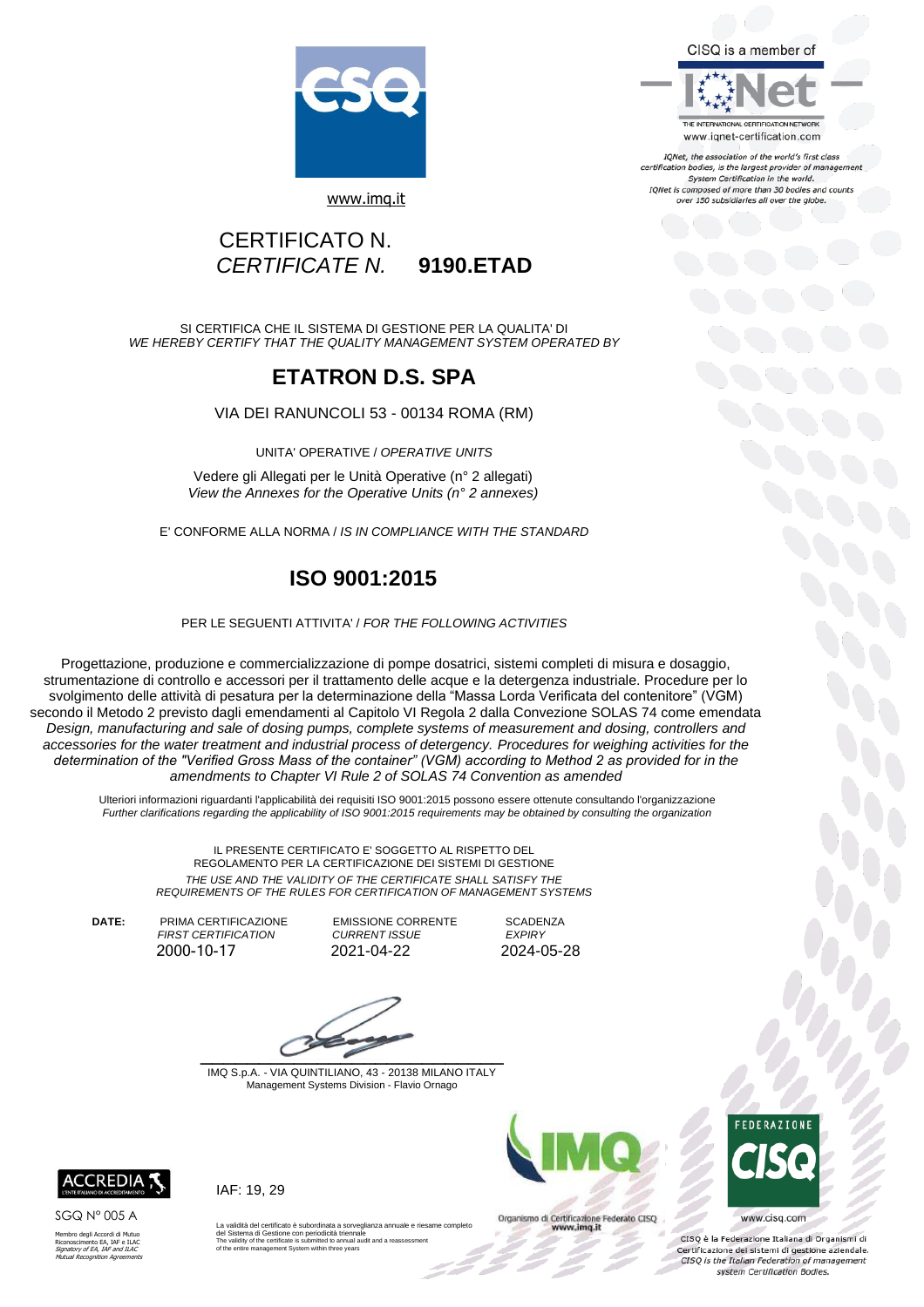CISQ is a member of

THE INTERNATIONAL CERTIFICATION NETWORK
www.iqnet-certification.com

*IQNet, the association of the world's first class certification bodies, is the largest provider of management System Certification in the world. IQNet is composed of more than 30 bodies and counts over 150 subsidiaries all over the globe.*

www.imq.it

# CERTIFICATO N.
# *CERTIFICATE N.* **9190.ETAD**

SI CERTIFICA CHE IL SISTEMA DI GESTIONE PER LA QUALITA' DI
*WE HEREBY CERTIFY THAT THE QUALITY MANAGEMENT SYSTEM OPERATED BY*

## ETATRON D.S. SPA

VIA DEI RANUNCOLI 53 - 00134 ROMA (RM)

UNITA' OPERATIVE / *OPERATIVE UNITS*

Vedere gli Allegati per le Unità Operative (n° 2 allegati)
*View the Annexes for the Operative Units (n° 2 annexes)*

E' CONFORME ALLA NORMA / *IS IN COMPLIANCE WITH THE STANDARD*

## ISO 9001:2015

PER LE SEGUENTI ATTIVITA' / *FOR THE FOLLOWING ACTIVITIES*

Progettazione, produzione e commercializzazione di pompe dosatrici, sistemi completi di misura e dosaggio, strumentazione di controllo e accessori per il trattamento delle acque e la detergenza industriale. Procedure per lo svolgimento delle attività di pesatura per la determinazione della "Massa Lorda Verificata del contenitore" (VGM) secondo il Metodo 2 previsto dagli emendamenti al Capitolo VI Regola 2 dalla Convezione SOLAS 74 come emendata
*Design, manufacturing and sale of dosing pumps, complete systems of measurement and dosing, controllers and accessories for the water treatment and industrial process of detergency. Procedures for weighing activities for the determination of the "Verified Gross Mass of the container" (VGM) according to Method 2 as provided for in the amendments to Chapter VI Rule 2 of SOLAS 74 Convention as amended*

Ulteriori informazioni riguardanti l'applicabilità dei requisiti ISO 9001:2015 possono essere ottenute consultando l'organizzazione
*Further clarifications regarding the applicability of ISO 9001:2015 requirements may be obtained by consulting the organization*

IL PRESENTE CERTIFICATO E' SOGGETTO AL RISPETTO DEL REGOLAMENTO PER LA CERTIFICAZIONE DEI SISTEMI DI GESTIONE
*THE USE AND THE VALIDITY OF THE CERTIFICATE SHALL SATISFY THE REQUIREMENTS OF THE RULES FOR CERTIFICATION OF MANAGEMENT SYSTEMS*

| DATE: | PRIMA CERTIFICAZIONE *FIRST CERTIFICATION* | EMISSIONE CORRENTE *CURRENT ISSUE* | SCADENZA *EXPIRY* |
|---|---|---|---|
| | 2000-10-17 | 2021-04-22 | 2024-05-28 |

IMQ S.p.A. - VIA QUINTILIANO, 43 - 20138 MILANO ITALY
Management Systems Division - Flavio Ornago

ACCREDIA
L'ENTE ITALIANO DI ACCREDITAMENTO
SGQ N° 005 A
Membro degli Accordi di Mutuo Riconoscimento EA, IAF e ILAC
*Signatory of EA, IAF and ILAC Mutual Recognition Agreements*

IAF: 19, 29

La validità del certificato è subordinata a sorveglianza annuale e riesame completo del Sistema di Gestione con periodicità triennale
The validity of the certificate is submitted to annual audit and a reassessment of the entire management System within three years

Organismo di Certificazione Federato CISQ
www.imq.it

FEDERAZIONE CISQ
www.cisq.com

CISQ è la Federazione Italiana di Organismi di Certificazione dei sistemi di gestione aziendale.
*CISQ is the Italian Federation of management system Certification Bodies.*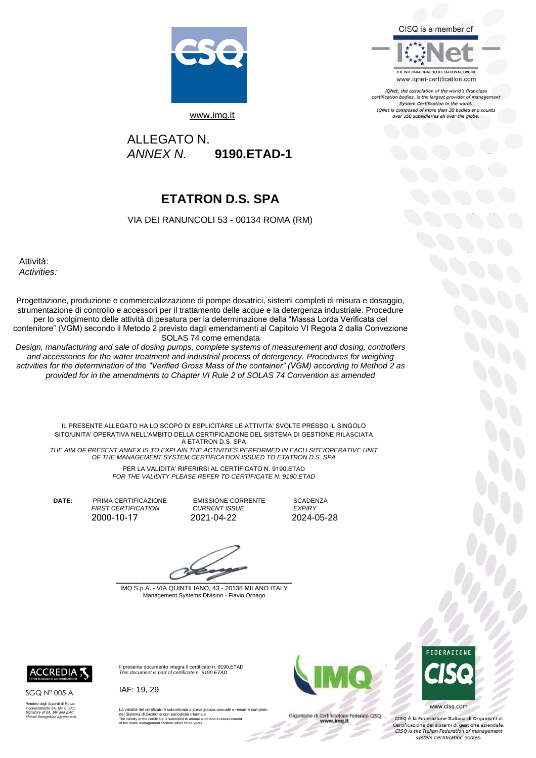www.imq.it

CISQ is a member of

THE INTERNATIONAL CERTIFICATION NETWORK
www.iqnet-certification.com

*IQNet, the association of the world's first class certification bodies, is the largest provider of management System Certification in the world. IQNet is composed of more than 30 bodies and counts over 150 subsidiaries all over the globe.*

ALLEGATO N.
*ANNEX N.* **9190.ETAD-1**

# ETATRON D.S. SPA

VIA DEI RANUNCOLI 53 - 00134 ROMA (RM)

Attività:
*Activities:*

Progettazione, produzione e commercializzazione di pompe dosatrici, sistemi completi di misura e dosaggio, strumentazione di controllo e accessori per il trattamento delle acque e la detergenza industriale. Procedure per lo svolgimento delle attività di pesatura per la determinazione della "Massa Lorda Verificata del contenitore" (VGM) secondo il Metodo 2 previsto dagli emendamenti al Capitolo VI Regola 2 dalla Convezione SOLAS 74 come emendata

*Design, manufacturing and sale of dosing pumps, complete systems of measurement and dosing, controllers and accessories for the water treatment and industrial process of detergency. Procedures for weighing activities for the determination of the "Verified Gross Mass of the container" (VGM) according to Method 2 as provided for in the amendments to Chapter VI Rule 2 of SOLAS 74 Convention as amended*

IL PRESENTE ALLEGATO HA LO SCOPO DI ESPLICITARE LE ATTIVITA' SVOLTE PRESSO IL SINGOLO SITO/UNITA' OPERATIVA NELL'AMBITO DELLA CERTIFICAZIONE DEL SISTEMA DI GESTIONE RILASCIATA A ETATRON D.S. SPA

*THE AIM OF PRESENT ANNEX IS TO EXPLAIN THE ACTIVITIES PERFORMED IN EACH SITE/OPERATIVE UNIT OF THE MANAGEMENT SYSTEM CERTIFICATION ISSUED TO ETATRON D.S. SPA*

PER LA VALIDITA' RIFERIRSI AL CERTIFICATO N. 9190.ETAD
*FOR THE VALIDITY PLEASE REFER TO CERTIFICATE N. 9190.ETAD*

| **DATE:** | PRIMA CERTIFICAZIONE *FIRST CERTIFICATION* | EMISSIONE CORRENTE *CURRENT ISSUE* | SCADENZA *EXPIRY* |
|---|---|---|---|
| | 2000-10-17 | 2021-04-22 | 2024-05-28 |

IMQ S.p.A. - VIA QUINTILIANO, 43 - 20138 MILANO ITALY
Management Systems Division - Flavio Ornago

ACCREDIA
L'ENTE ITALIANO DI ACCREDITAMENTO
SGQ N° 005 A

Membro degli Accordi di Mutuo Riconoscimento EA, IAF e ILAC
*Signatory of EA, IAF and ILAC Mutual Recognition Agreements*

Il presente documento integra il certificato n. 9190.ETAD
*This document is part of certificate n. 9190.ETAD*

IAF: 19, 29

La validità del certificato è subordinata a sorveglianza annuale e riesame completo del Sistema di Gestione con periodicità triennale
The validity of the certificate is submitted to annual audit and a reassessment of the entire management System within three years

Organismo di Certificazione Federato CISQ
www.imq.it

FEDERAZIONE CISQ
www.cisq.com

CISQ è la Federazione Italiana di Organismi di Certificazione dei sistemi di gestione aziendale.
*CISQ is the Italian Federation of management system Certification Bodies.*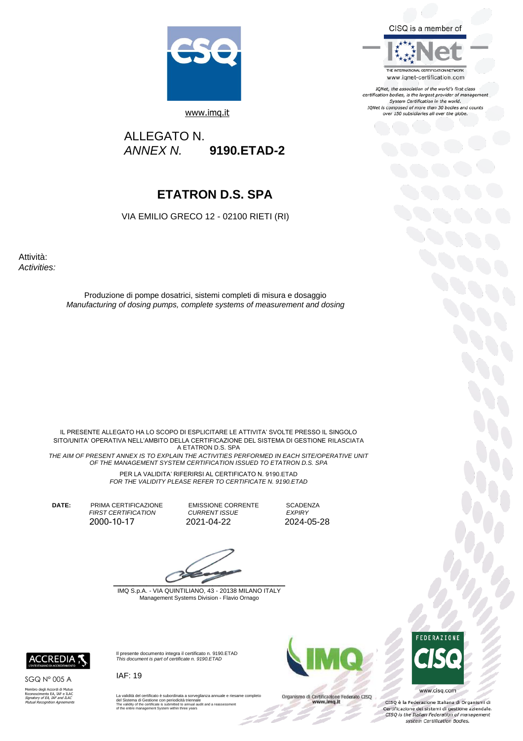www.imq.it

CISQ is a member of

THE INTERNATIONAL CERTIFICATION NETWORK
www.iqnet-certification.com

*IQNet, the association of the world's first class certification bodies, is the largest provider of management System Certification in the world. IQNet is composed of more than 30 bodies and counts over 150 subsidiaries all over the globe.*

ALLEGATO N.
*ANNEX N.* **9190.ETAD-2**

# ETATRON D.S. SPA

VIA EMILIO GRECO 12 - 02100 RIETI (RI)

Attività:
*Activities:*

Produzione di pompe dosatrici, sistemi completi di misura e dosaggio
*Manufacturing of dosing pumps, complete systems of measurement and dosing*

IL PRESENTE ALLEGATO HA LO SCOPO DI ESPLICITARE LE ATTIVITA' SVOLTE PRESSO IL SINGOLO SITO/UNITA' OPERATIVA NELL'AMBITO DELLA CERTIFICAZIONE DEL SISTEMA DI GESTIONE RILASCIATA A ETATRON D.S. SPA
*THE AIM OF PRESENT ANNEX IS TO EXPLAIN THE ACTIVITIES PERFORMED IN EACH SITE/OPERATIVE UNIT OF THE MANAGEMENT SYSTEM CERTIFICATION ISSUED TO ETATRON D.S. SPA*

PER LA VALIDITA' RIFERIRSI AL CERTIFICATO N. 9190.ETAD
*FOR THE VALIDITY PLEASE REFER TO CERTIFICATE N. 9190.ETAD*

| **DATE:** | PRIMA CERTIFICAZIONE *FIRST CERTIFICATION* | EMISSIONE CORRENTE *CURRENT ISSUE* | SCADENZA *EXPIRY* |
|---|---|---|---|
| | 2000-10-17 | 2021-04-22 | 2024-05-28 |

IMQ S.p.A. - VIA QUINTILIANO, 43 - 20138 MILANO ITALY
Management Systems Division - Flavio Ornago

ACCREDIA
L'ENTE ITALIANO DI ACCREDITAMENTO
SGQ N° 005 A
Membro degli Accordi di Mutuo Riconoscimento EA, IAF e ILAC
*Signatory of EA, IAF and ILAC Mutual Recognition Agreements*

Il presente documento integra il certificato n. 9190.ETAD
*This document is part of certificate n. 9190.ETAD*

IAF: 19

La validità del certificato è subordinata a sorveglianza annuale e riesame completo del Sistema di Gestione con periodicità triennale
The validity of the certificate is submitted to annual audit and a reassessment of the entire management System within three years

Organismo di Certificazione Federato CISQ
www.imq.it

FEDERAZIONE CISQ
www.cisq.com
CISQ è la Federazione Italiana di Organismi di Certificazione dei sistemi di gestione aziendale.
*CISQ is the Italian Federation of management system Certification Bodies.*